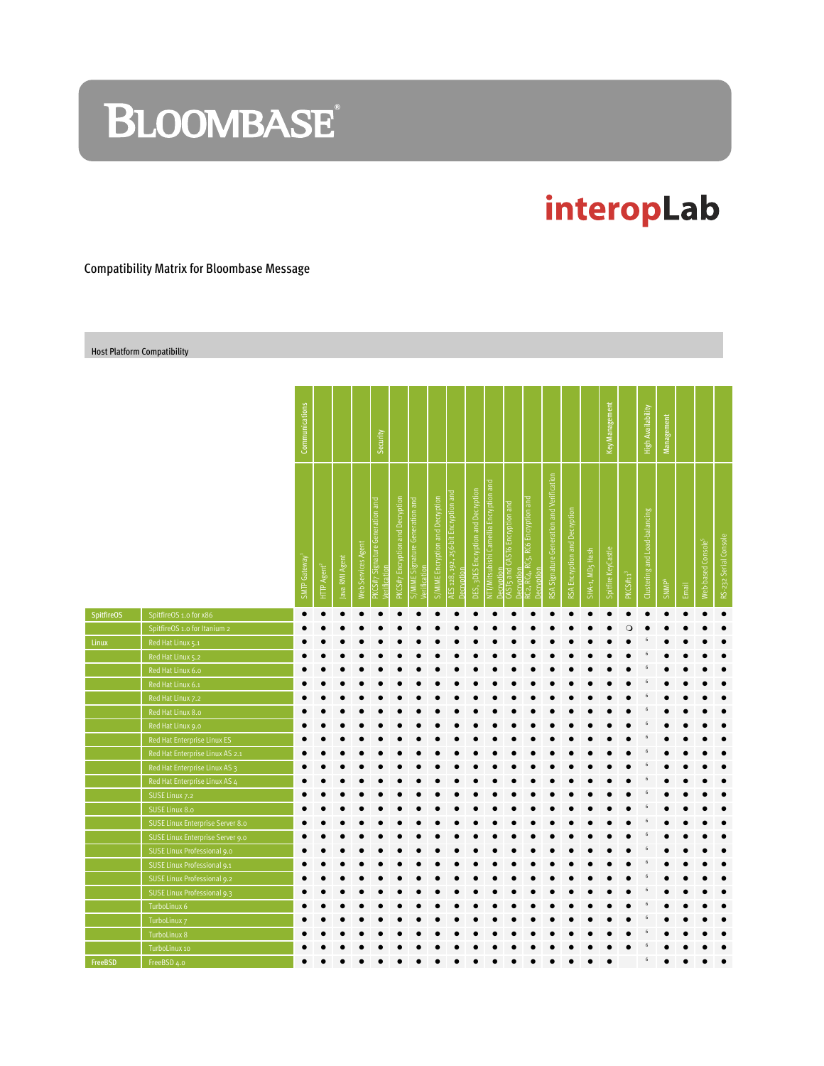# BLOOMBASE®

## interopLab

Compatibility Matrix for Bloombase Message

### Host Platform Compatibility

| | | Communications | | | | Security | | | | | | | | | | | | Key Management | | High Availability | Management | | | |
|---|---|---|---|---|---|---|---|---|---|---|---|---|---|---|---|---|---|---|---|---|---|---|---|---|
| | | SMTP Gateway[1] | HTTP Agent[2] | Java RMI Agent | Web Services Agent | PKCS#7 Signature Generation and Verification | PKCS#7 Encryption and Decryption | S/MIME Signature Generation and Verification | S/MIME Encryption and Decryption | AES 128, 192, 256 bit Encryption and Decryption | DES, 3DES Encryption and Decryption | NTT/Mitsubishi Camellia Encryption and Decryption | CAST5 and CAST6 Encryption and Decryption | RC2, RC4, RC5, RC6 Encryption and Decryption | RSA Signature Generation and Verification | RSA Encryption and Decryption | SHA-1, MD5 Hash | Spitfire KeyCastle | PKCS#11[3] | Clustering and Load-balancing | SNMP[4] | Email | Web-based Console[5] | RS-232 Serial Console |
| SpitfireOS | SpitfireOS 1.0 for x86 | ● | ● | ● | ● | ● | ● | ● | ● | ● | ● | ● | ● | ● | ● | ● | ● | ● | ● | ● | ● | ● | ● | ● |
| | SpitfireOS 1.0 for Itanium 2 | ● | ● | ● | ● | ● | ● | ● | ● | ● | ● | ● | ● | ● | ● | ● | ● | ● | ❍ | ● | ● | ● | ● | ● |
| Linux | Red Hat Linux 5.1 | ● | ● | ● | ● | ● | ● | ● | ● | ● | ● | ● | ● | ● | ● | ● | ● | ● | ● | [6] | ● | ● | ● | ● |
| | Red Hat Linux 5.2 | ● | ● | ● | ● | ● | ● | ● | ● | ● | ● | ● | ● | ● | ● | ● | ● | ● | ● | [6] | ● | ● | ● | ● |
| | Red Hat Linux 6.0 | ● | ● | ● | ● | ● | ● | ● | ● | ● | ● | ● | ● | ● | ● | ● | ● | ● | ● | [6] | ● | ● | ● | ● |
| | Red Hat Linux 6.1 | ● | ● | ● | ● | ● | ● | ● | ● | ● | ● | ● | ● | ● | ● | ● | ● | ● | ● | [6] | ● | ● | ● | ● |
| | Red Hat Linux 7.2 | ● | ● | ● | ● | ● | ● | ● | ● | ● | ● | ● | ● | ● | ● | ● | ● | ● | ● | [6] | ● | ● | ● | ● |
| | Red Hat Linux 8.0 | ● | ● | ● | ● | ● | ● | ● | ● | ● | ● | ● | ● | ● | ● | ● | ● | ● | ● | [6] | ● | ● | ● | ● |
| | Red Hat Linux 9.0 | ● | ● | ● | ● | ● | ● | ● | ● | ● | ● | ● | ● | ● | ● | ● | ● | ● | ● | [6] | ● | ● | ● | ● |
| | Red Hat Enterprise Linux ES | ● | ● | ● | ● | ● | ● | ● | ● | ● | ● | ● | ● | ● | ● | ● | ● | ● | ● | [6] | ● | ● | ● | ● |
| | Red Hat Enterprise Linux AS 2.1 | ● | ● | ● | ● | ● | ● | ● | ● | ● | ● | ● | ● | ● | ● | ● | ● | ● | ● | [6] | ● | ● | ● | ● |
| | Red Hat Enterprise Linux AS 3 | ● | ● | ● | ● | ● | ● | ● | ● | ● | ● | ● | ● | ● | ● | ● | ● | ● | ● | [6] | ● | ● | ● | ● |
| | Red Hat Enterprise Linux AS 4 | ● | ● | ● | ● | ● | ● | ● | ● | ● | ● | ● | ● | ● | ● | ● | ● | ● | ● | [6] | ● | ● | ● | ● |
| | SUSE Linux 7.2 | ● | ● | ● | ● | ● | ● | ● | ● | ● | ● | ● | ● | ● | ● | ● | ● | ● | ● | [6] | ● | ● | ● | ● |
| | SUSE Linux 8.0 | ● | ● | ● | ● | ● | ● | ● | ● | ● | ● | ● | ● | ● | ● | ● | ● | ● | ● | [6] | ● | ● | ● | ● |
| | SUSE Linux Enterprise Server 8.0 | ● | ● | ● | ● | ● | ● | ● | ● | ● | ● | ● | ● | ● | ● | ● | ● | ● | ● | [6] | ● | ● | ● | ● |
| | SUSE Linux Enterprise Server 9.0 | ● | ● | ● | ● | ● | ● | ● | ● | ● | ● | ● | ● | ● | ● | ● | ● | ● | ● | [6] | ● | ● | ● | ● |
| | SUSE Linux Professional 9.0 | ● | ● | ● | ● | ● | ● | ● | ● | ● | ● | ● | ● | ● | ● | ● | ● | ● | ● | [6] | ● | ● | ● | ● |
| | SUSE Linux Professional 9.1 | ● | ● | ● | ● | ● | ● | ● | ● | ● | ● | ● | ● | ● | ● | ● | ● | ● | ● | [6] | ● | ● | ● | ● |
| | SUSE Linux Professional 9.2 | ● | ● | ● | ● | ● | ● | ● | ● | ● | ● | ● | ● | ● | ● | ● | ● | ● | ● | [6] | ● | ● | ● | ● |
| | SUSE Linux Professional 9.3 | ● | ● | ● | ● | ● | ● | ● | ● | ● | ● | ● | ● | ● | ● | ● | ● | ● | ● | [6] | ● | ● | ● | ● |
| | TurboLinux 6 | ● | ● | ● | ● | ● | ● | ● | ● | ● | ● | ● | ● | ● | ● | ● | ● | ● | ● | [6] | ● | ● | ● | ● |
| | TurboLinux 7 | ● | ● | ● | ● | ● | ● | ● | ● | ● | ● | ● | ● | ● | ● | ● | ● | ● | ● | [6] | ● | ● | ● | ● |
| | TurboLinux 8 | ● | ● | ● | ● | ● | ● | ● | ● | ● | ● | ● | ● | ● | ● | ● | ● | ● | ● | [6] | ● | ● | ● | ● |
| | TurboLinux 10 | ● | ● | ● | ● | ● | ● | ● | ● | ● | ● | ● | ● | ● | ● | ● | ● | ● | ● | [6] | ● | ● | ● | ● |
| FreeBSD | FreeBSD 4.0 | ● | ● | ● | ● | ● | ● | ● | ● | ● | ● | ● | ● | ● | ● | ● | ● | ● | | [6] | ● | ● | ● | ● |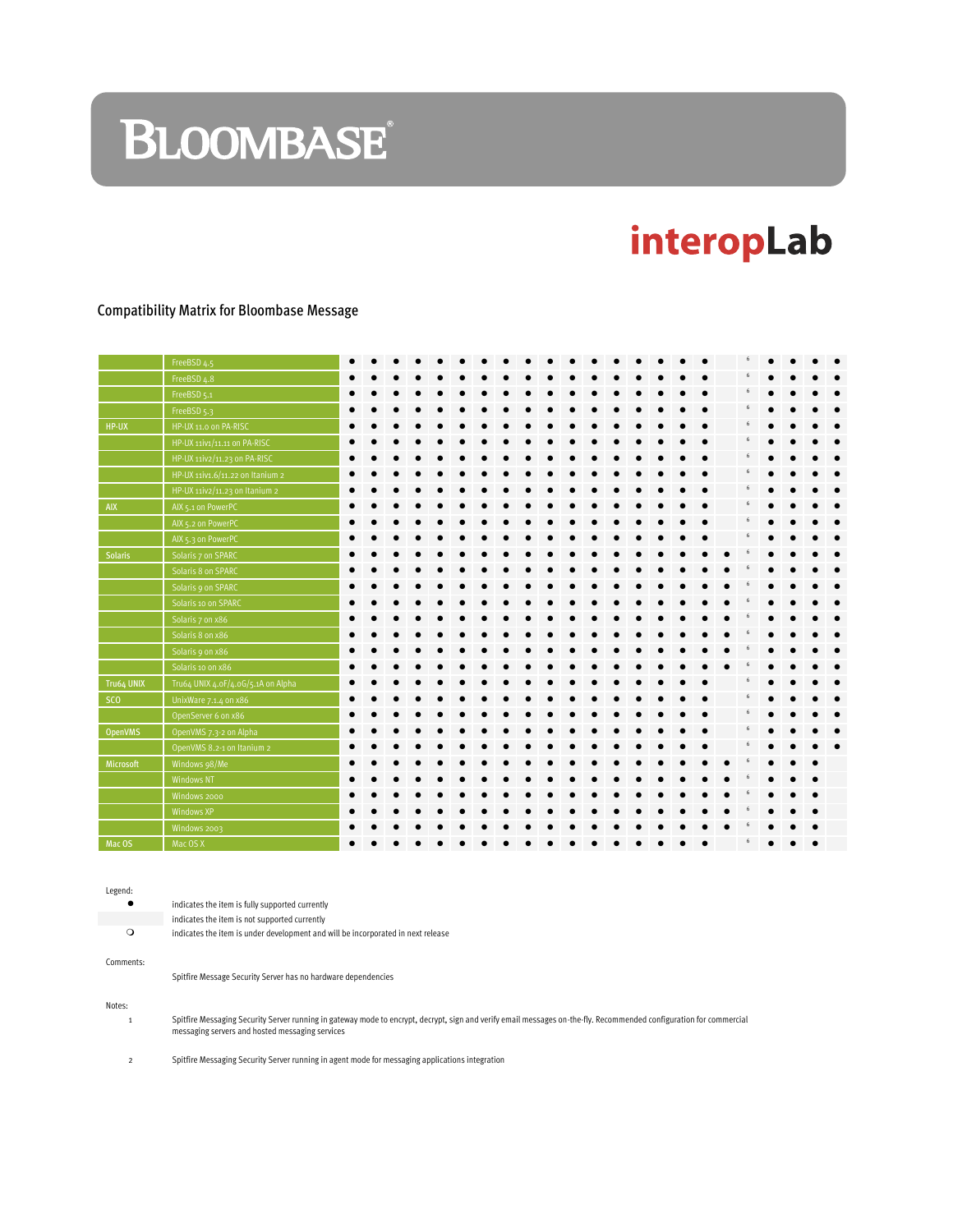# Compatibility Matrix for Bloombase Message

| | | | | | | | | | | | | | | | | | | | | | | | | |
|---|---|---|---|---|---|---|---|---|---|---|---|---|---|---|---|---|---|---|---|---|---|---|---|---|
| | FreeBSD 4.5 | ● | ● | ● | ● | ● | ● | ● | ● | ● | ● | ● | ● | ● | ● | ● | ● | ● | | 6 | ● | ● | ● | ● |
| | FreeBSD 4.8 | ● | ● | ● | ● | ● | ● | ● | ● | ● | ● | ● | ● | ● | ● | ● | ● | ● | | 6 | ● | ● | ● | ● |
| | FreeBSD 5.1 | ● | ● | ● | ● | ● | ● | ● | ● | ● | ● | ● | ● | ● | ● | ● | ● | ● | | 6 | ● | ● | ● | ● |
| | FreeBSD 5.3 | ● | ● | ● | ● | ● | ● | ● | ● | ● | ● | ● | ● | ● | ● | ● | ● | ● | | 6 | ● | ● | ● | ● |
| HP-UX | HP-UX 11.0 on PA-RISC | ● | ● | ● | ● | ● | ● | ● | ● | ● | ● | ● | ● | ● | ● | ● | ● | ● | | 6 | ● | ● | ● | ● |
| | HP-UX 11iv1/11.11 on PA-RISC | ● | ● | ● | ● | ● | ● | ● | ● | ● | ● | ● | ● | ● | ● | ● | ● | ● | | 6 | ● | ● | ● | ● |
| | HP-UX 11iv2/11.23 on PA-RISC | ● | ● | ● | ● | ● | ● | ● | ● | ● | ● | ● | ● | ● | ● | ● | ● | ● | | 6 | ● | ● | ● | ● |
| | HP-UX 11iv1.6/11.22 on Itanium 2 | ● | ● | ● | ● | ● | ● | ● | ● | ● | ● | ● | ● | ● | ● | ● | ● | ● | | 6 | ● | ● | ● | ● |
| | HP-UX 11iv2/11.23 on Itanium 2 | ● | ● | ● | ● | ● | ● | ● | ● | ● | ● | ● | ● | ● | ● | ● | ● | ● | | 6 | ● | ● | ● | ● |
| AIX | AIX 5.1 on PowerPC | ● | ● | ● | ● | ● | ● | ● | ● | ● | ● | ● | ● | ● | ● | ● | ● | ● | | 6 | ● | ● | ● | ● |
| | AIX 5.2 on PowerPC | ● | ● | ● | ● | ● | ● | ● | ● | ● | ● | ● | ● | ● | ● | ● | ● | ● | | 6 | ● | ● | ● | ● |
| | AIX 5.3 on PowerPC | ● | ● | ● | ● | ● | ● | ● | ● | ● | ● | ● | ● | ● | ● | ● | ● | ● | | 6 | ● | ● | ● | ● |
| Solaris | Solaris 7 on SPARC | ● | ● | ● | ● | ● | ● | ● | ● | ● | ● | ● | ● | ● | ● | ● | ● | ● | ● | 6 | ● | ● | ● | ● |
| | Solaris 8 on SPARC | ● | ● | ● | ● | ● | ● | ● | ● | ● | ● | ● | ● | ● | ● | ● | ● | ● | ● | 6 | ● | ● | ● | ● |
| | Solaris 9 on SPARC | ● | ● | ● | ● | ● | ● | ● | ● | ● | ● | ● | ● | ● | ● | ● | ● | ● | ● | 6 | ● | ● | ● | ● |
| | Solaris 10 on SPARC | ● | ● | ● | ● | ● | ● | ● | ● | ● | ● | ● | ● | ● | ● | ● | ● | ● | ● | 6 | ● | ● | ● | ● |
| | Solaris 7 on x86 | ● | ● | ● | ● | ● | ● | ● | ● | ● | ● | ● | ● | ● | ● | ● | ● | ● | ● | 6 | ● | ● | ● | ● |
| | Solaris 8 on x86 | ● | ● | ● | ● | ● | ● | ● | ● | ● | ● | ● | ● | ● | ● | ● | ● | ● | ● | 6 | ● | ● | ● | ● |
| | Solaris 9 on x86 | ● | ● | ● | ● | ● | ● | ● | ● | ● | ● | ● | ● | ● | ● | ● | ● | ● | ● | 6 | ● | ● | ● | ● |
| | Solaris 10 on x86 | ● | ● | ● | ● | ● | ● | ● | ● | ● | ● | ● | ● | ● | ● | ● | ● | ● | ● | 6 | ● | ● | ● | ● |
| Tru64 UNIX | Tru64 UNIX 4.0F/4.0G/5.1A on Alpha | ● | ● | ● | ● | ● | ● | ● | ● | ● | ● | ● | ● | ● | ● | ● | ● | ● | | 6 | ● | ● | ● | ● |
| SCO | UnixWare 7.1.4 on x86 | ● | ● | ● | ● | ● | ● | ● | ● | ● | ● | ● | ● | ● | ● | ● | ● | ● | | 6 | ● | ● | ● | ● |
| | OpenServer 6 on x86 | ● | ● | ● | ● | ● | ● | ● | ● | ● | ● | ● | ● | ● | ● | ● | ● | ● | | 6 | ● | ● | ● | ● |
| OpenVMS | OpenVMS 7.3-2 on Alpha | ● | ● | ● | ● | ● | ● | ● | ● | ● | ● | ● | ● | ● | ● | ● | ● | ● | | 6 | ● | ● | ● | ● |
| | OpenVMS 8.2-1 on Itanium 2 | ● | ● | ● | ● | ● | ● | ● | ● | ● | ● | ● | ● | ● | ● | ● | ● | ● | | 6 | ● | ● | ● | ● |
| Microsoft | Windows 98/Me | ● | ● | ● | ● | ● | ● | ● | ● | ● | ● | ● | ● | ● | ● | ● | ● | ● | ● | 6 | ● | ● | ● | |
| | Windows NT | ● | ● | ● | ● | ● | ● | ● | ● | ● | ● | ● | ● | ● | ● | ● | ● | ● | ● | 6 | ● | ● | ● | |
| | Windows 2000 | ● | ● | ● | ● | ● | ● | ● | ● | ● | ● | ● | ● | ● | ● | ● | ● | ● | ● | 6 | ● | ● | ● | |
| | Windows XP | ● | ● | ● | ● | ● | ● | ● | ● | ● | ● | ● | ● | ● | ● | ● | ● | ● | ● | 6 | ● | ● | ● | |
| | Windows 2003 | ● | ● | ● | ● | ● | ● | ● | ● | ● | ● | ● | ● | ● | ● | ● | ● | ● | ● | 6 | ● | ● | ● | |
| Mac OS | Mac OS X | ● | ● | ● | ● | ● | ● | ● | ● | ● | ● | ● | ● | ● | ● | ● | ● | ● | | 6 | ● | ● | ● | |

Legend:

| | |
|---|---|
| ● | indicates the item is fully supported currently |
| | indicates the item is not supported currently |
| ❍ | indicates the item is under development and will be incorporated in next release |

Comments:

Spitfire Message Security Server has no hardware dependencies

Notes:

1. Spitfire Messaging Security Server running in gateway mode to encrypt, decrypt, sign and verify email messages on-the-fly. Recommended configuration for commercial messaging servers and hosted messaging services

2. Spitfire Messaging Security Server running in agent mode for messaging applications integration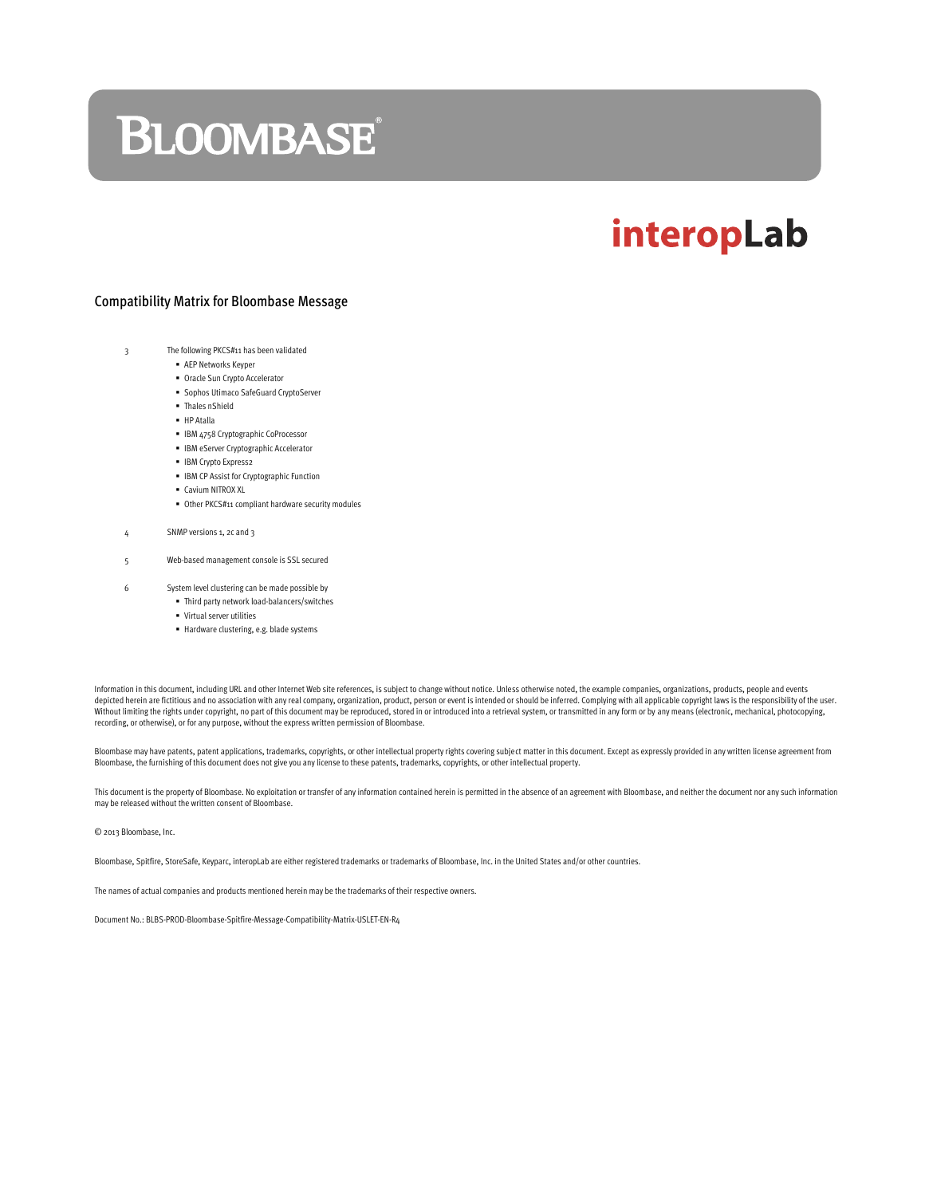# BLOOMBASE®

## interopLab

### Compatibility Matrix for Bloombase Message

3 The following PKCS#11 has been validated

- AEP Networks Keyper
- Oracle Sun Crypto Accelerator
- Sophos Utimaco SafeGuard CryptoServer
- Thales nShield
- HP Atalla
- IBM 4758 Cryptographic CoProcessor
- IBM eServer Cryptographic Accelerator
- IBM Crypto Express2
- IBM CP Assist for Cryptographic Function
- Cavium NITROX XL
- Other PKCS#11 compliant hardware security modules

4 SNMP versions 1, 2c and 3

5 Web-based management console is SSL secured

6 System level clustering can be made possible by

- Third party network load-balancers/switches
- Virtual server utilities
- Hardware clustering, e.g. blade systems

Information in this document, including URL and other Internet Web site references, is subject to change without notice. Unless otherwise noted, the example companies, organizations, products, people and events depicted herein are fictitious and no association with any real company, organization, product, person or event is intended or should be inferred. Complying with all applicable copyright laws is the responsibility of the user. Without limiting the rights under copyright, no part of this document may be reproduced, stored in or introduced into a retrieval system, or transmitted in any form or by any means (electronic, mechanical, photocopying, recording, or otherwise), or for any purpose, without the express written permission of Bloombase.

Bloombase may have patents, patent applications, trademarks, copyrights, or other intellectual property rights covering subject matter in this document. Except as expressly provided in any written license agreement from Bloombase, the furnishing of this document does not give you any license to these patents, trademarks, copyrights, or other intellectual property.

This document is the property of Bloombase. No exploitation or transfer of any information contained herein is permitted in the absence of an agreement with Bloombase, and neither the document nor any such information may be released without the written consent of Bloombase.

© 2013 Bloombase, Inc.

Bloombase, Spitfire, StoreSafe, Keyparc, interopLab are either registered trademarks or trademarks of Bloombase, Inc. in the United States and/or other countries.

The names of actual companies and products mentioned herein may be the trademarks of their respective owners.

Document No.: BLBS-PROD-Bloombase-Spitfire-Message-Compatibility-Matrix-USLET-EN-R4